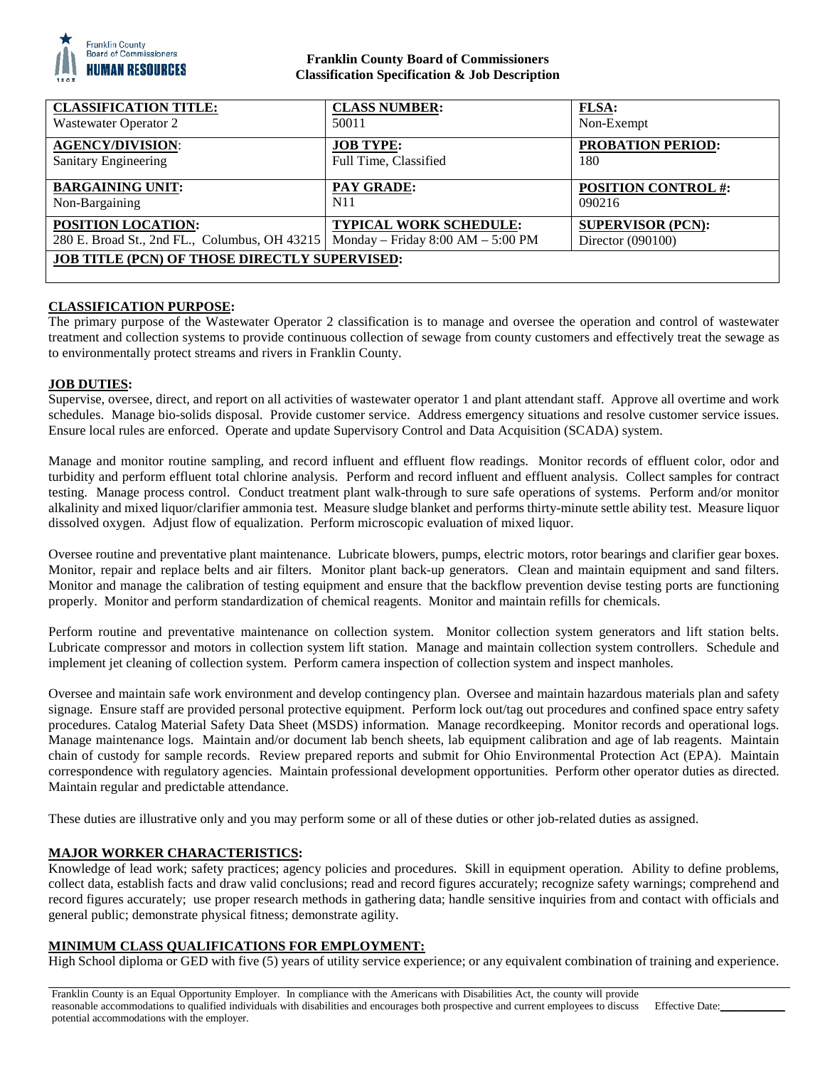**Franklin County Board of Commissioners**
**Classification Specification & Job Description**

| **CLASSIFICATION TITLE:** Wastewater Operator 2 | **CLASS NUMBER:** 50011 | **FLSA:** Non-Exempt |
|---|---|---|
| **AGENCY/DIVISION:** Sanitary Engineering | **JOB TYPE:** Full Time, Classified | **PROBATION PERIOD:** 180 |
| **BARGAINING UNIT:** Non-Bargaining | **PAY GRADE:** N11 | **POSITION CONTROL #:** 090216 |
| **POSITION LOCATION:** 280 E. Broad St., 2nd FL., Columbus, OH 43215 | **TYPICAL WORK SCHEDULE:** Monday – Friday 8:00 AM – 5:00 PM | **SUPERVISOR (PCN):** Director (090100) |
| **JOB TITLE (PCN) OF THOSE DIRECTLY SUPERVISED:** | | |

## CLASSIFICATION PURPOSE:

The primary purpose of the Wastewater Operator 2 classification is to manage and oversee the operation and control of wastewater treatment and collection systems to provide continuous collection of sewage from county customers and effectively treat the sewage as to environmentally protect streams and rivers in Franklin County.

## JOB DUTIES:

Supervise, oversee, direct, and report on all activities of wastewater operator 1 and plant attendant staff. Approve all overtime and work schedules. Manage bio-solids disposal. Provide customer service. Address emergency situations and resolve customer service issues. Ensure local rules are enforced. Operate and update Supervisory Control and Data Acquisition (SCADA) system.

Manage and monitor routine sampling, and record influent and effluent flow readings. Monitor records of effluent color, odor and turbidity and perform effluent total chlorine analysis. Perform and record influent and effluent analysis. Collect samples for contract testing. Manage process control. Conduct treatment plant walk-through to sure safe operations of systems. Perform and/or monitor alkalinity and mixed liquor/clarifier ammonia test. Measure sludge blanket and performs thirty-minute settle ability test. Measure liquor dissolved oxygen. Adjust flow of equalization. Perform microscopic evaluation of mixed liquor.

Oversee routine and preventative plant maintenance. Lubricate blowers, pumps, electric motors, rotor bearings and clarifier gear boxes. Monitor, repair and replace belts and air filters. Monitor plant back-up generators. Clean and maintain equipment and sand filters. Monitor and manage the calibration of testing equipment and ensure that the backflow prevention devise testing ports are functioning properly. Monitor and perform standardization of chemical reagents. Monitor and maintain refills for chemicals.

Perform routine and preventative maintenance on collection system. Monitor collection system generators and lift station belts. Lubricate compressor and motors in collection system lift station. Manage and maintain collection system controllers. Schedule and implement jet cleaning of collection system. Perform camera inspection of collection system and inspect manholes.

Oversee and maintain safe work environment and develop contingency plan. Oversee and maintain hazardous materials plan and safety signage. Ensure staff are provided personal protective equipment. Perform lock out/tag out procedures and confined space entry safety procedures. Catalog Material Safety Data Sheet (MSDS) information. Manage recordkeeping. Monitor records and operational logs. Manage maintenance logs. Maintain and/or document lab bench sheets, lab equipment calibration and age of lab reagents. Maintain chain of custody for sample records. Review prepared reports and submit for Ohio Environmental Protection Act (EPA). Maintain correspondence with regulatory agencies. Maintain professional development opportunities. Perform other operator duties as directed. Maintain regular and predictable attendance.

These duties are illustrative only and you may perform some or all of these duties or other job-related duties as assigned.

## MAJOR WORKER CHARACTERISTICS:

Knowledge of lead work; safety practices; agency policies and procedures. Skill in equipment operation. Ability to define problems, collect data, establish facts and draw valid conclusions; read and record figures accurately; recognize safety warnings; comprehend and record figures accurately; use proper research methods in gathering data; handle sensitive inquiries from and contact with officials and general public; demonstrate physical fitness; demonstrate agility.

## MINIMUM CLASS QUALIFICATIONS FOR EMPLOYMENT:

High School diploma or GED with five (5) years of utility service experience; or any equivalent combination of training and experience.

Franklin County is an Equal Opportunity Employer. In compliance with the Americans with Disabilities Act, the county will provide reasonable accommodations to qualified individuals with disabilities and encourages both prospective and current employees to discuss potential accommodations with the employer.

Effective Date:\_\_\_\_\_\_\_\_\_\_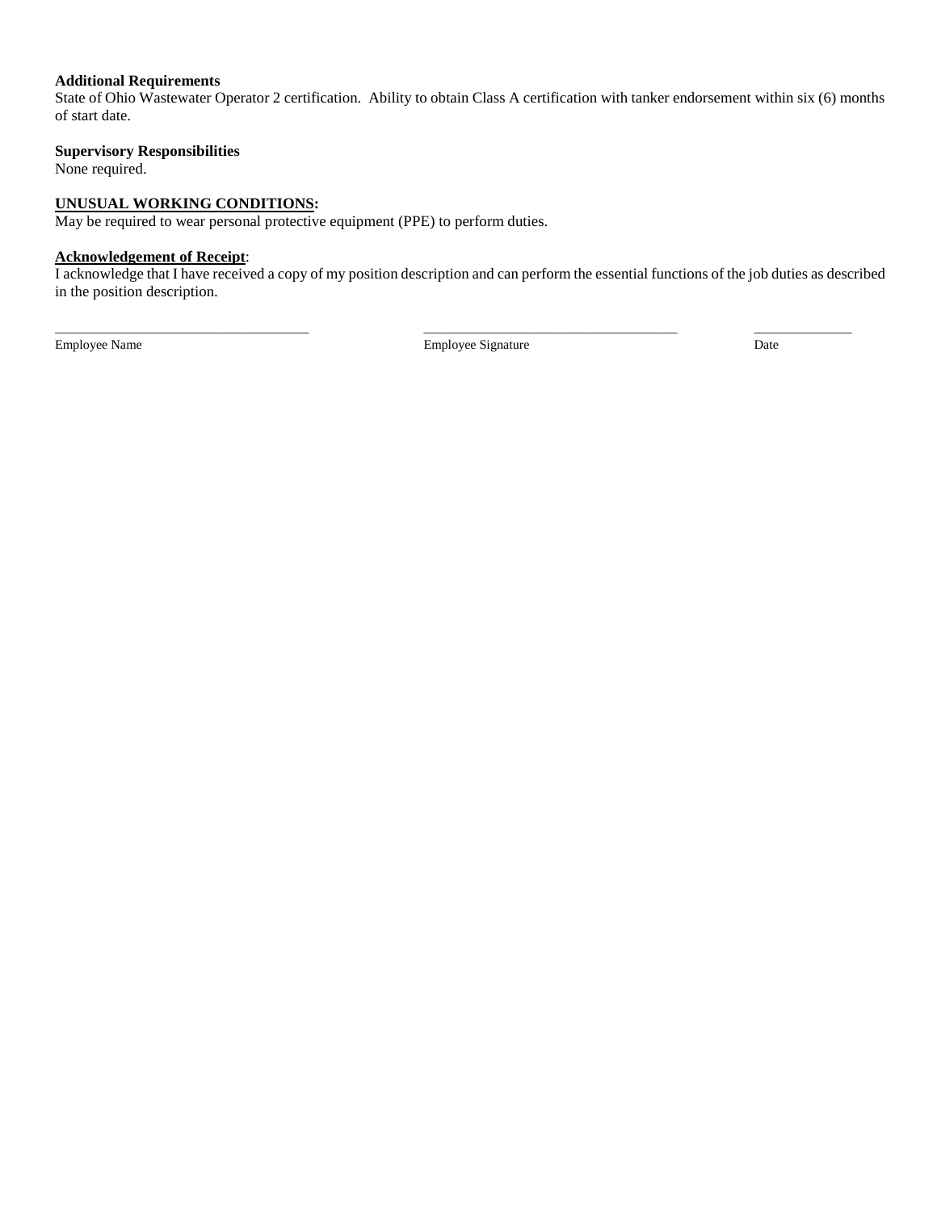**Additional Requirements**
State of Ohio Wastewater Operator 2 certification. Ability to obtain Class A certification with tanker endorsement within six (6) months of start date.

**Supervisory Responsibilities**
None required.

**UNUSUAL WORKING CONDITIONS:**
May be required to wear personal protective equipment (PPE) to perform duties.

**Acknowledgement of Receipt**:
I acknowledge that I have received a copy of my position description and can perform the essential functions of the job duties as described in the position description.

| | | |
|---|---|---|
| ____________________________________ | ____________________________________ | ______________ |
| Employee Name | Employee Signature | Date |